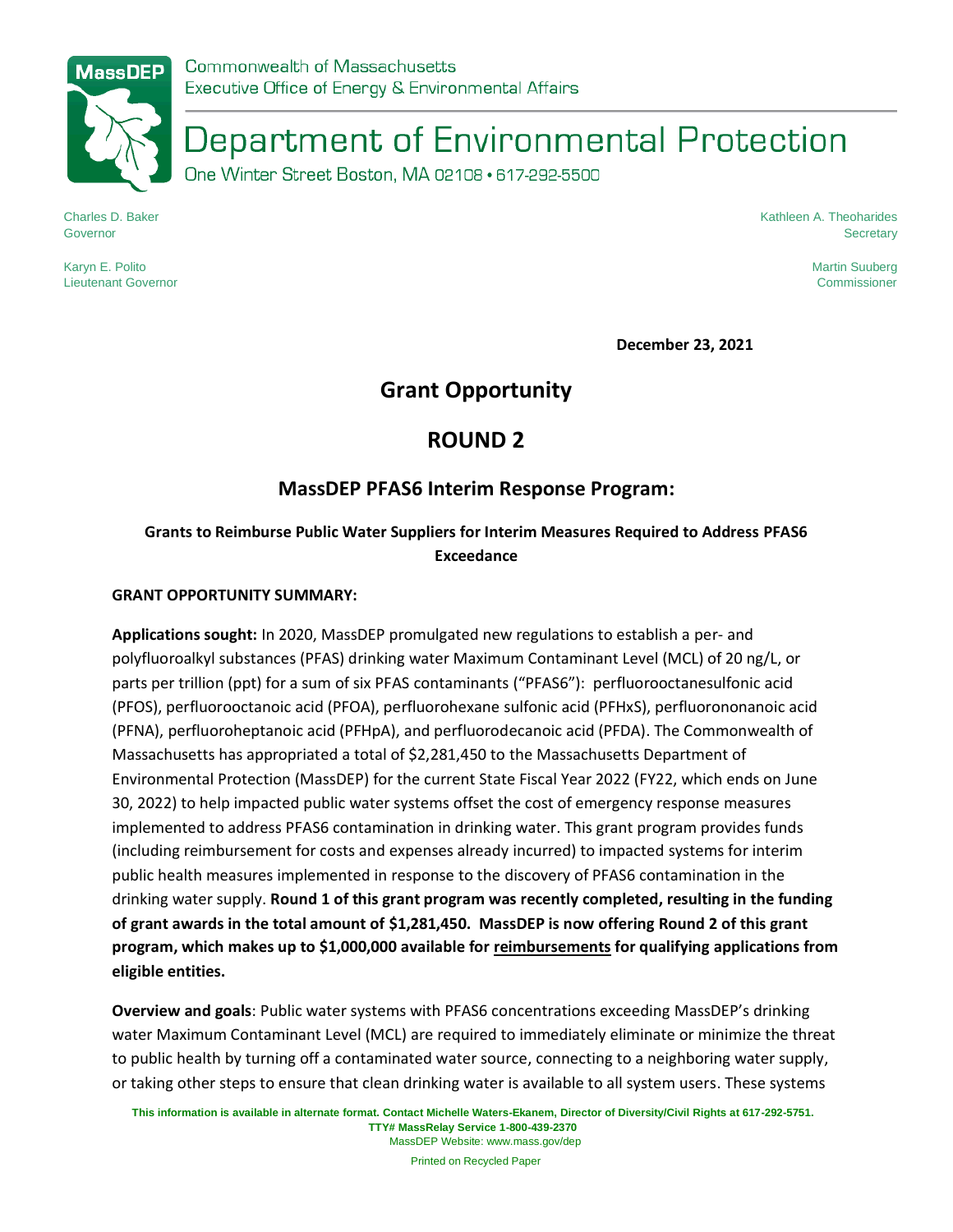Commonwealth of Massachusetts
Executive Office of Energy & Environmental Affairs

# Department of Environmental Protection

One Winter Street Boston, MA 02108 • 617-292-5500

Charles D. Baker
Governor

Karyn E. Polito
Lieutenant Governor

Kathleen A. Theoharides
Secretary

Martin Suuberg
Commissioner

**December 23, 2021**

## Grant Opportunity

## ROUND 2

### MassDEP PFAS6 Interim Response Program:

#### Grants to Reimburse Public Water Suppliers for Interim Measures Required to Address PFAS6 Exceedance

**GRANT OPPORTUNITY SUMMARY:**

**Applications sought:** In 2020, MassDEP promulgated new regulations to establish a per- and polyfluoroalkyl substances (PFAS) drinking water Maximum Contaminant Level (MCL) of 20 ng/L, or parts per trillion (ppt) for a sum of six PFAS contaminants ("PFAS6"): perfluorooctanesulfonic acid (PFOS), perfluorooctanoic acid (PFOA), perfluorohexane sulfonic acid (PFHxS), perfluorononanoic acid (PFNA), perfluoroheptanoic acid (PFHpA), and perfluorodecanoic acid (PFDA). The Commonwealth of Massachusetts has appropriated a total of $2,281,450 to the Massachusetts Department of Environmental Protection (MassDEP) for the current State Fiscal Year 2022 (FY22, which ends on June 30, 2022) to help impacted public water systems offset the cost of emergency response measures implemented to address PFAS6 contamination in drinking water. This grant program provides funds (including reimbursement for costs and expenses already incurred) to impacted systems for interim public health measures implemented in response to the discovery of PFAS6 contamination in the drinking water supply. **Round 1 of this grant program was recently completed, resulting in the funding of grant awards in the total amount of $1,281,450. MassDEP is now offering Round 2 of this grant program, which makes up to $1,000,000 available for <u>reimbursements</u> for qualifying applications from eligible entities.**

**Overview and goals**: Public water systems with PFAS6 concentrations exceeding MassDEP's drinking water Maximum Contaminant Level (MCL) are required to immediately eliminate or minimize the threat to public health by turning off a contaminated water source, connecting to a neighboring water supply, or taking other steps to ensure that clean drinking water is available to all system users. These systems

This information is available in alternate format. Contact Michelle Waters-Ekanem, Director of Diversity/Civil Rights at 617-292-5751.
TTY# MassRelay Service 1-800-439-2370
MassDEP Website: www.mass.gov/dep

Printed on Recycled Paper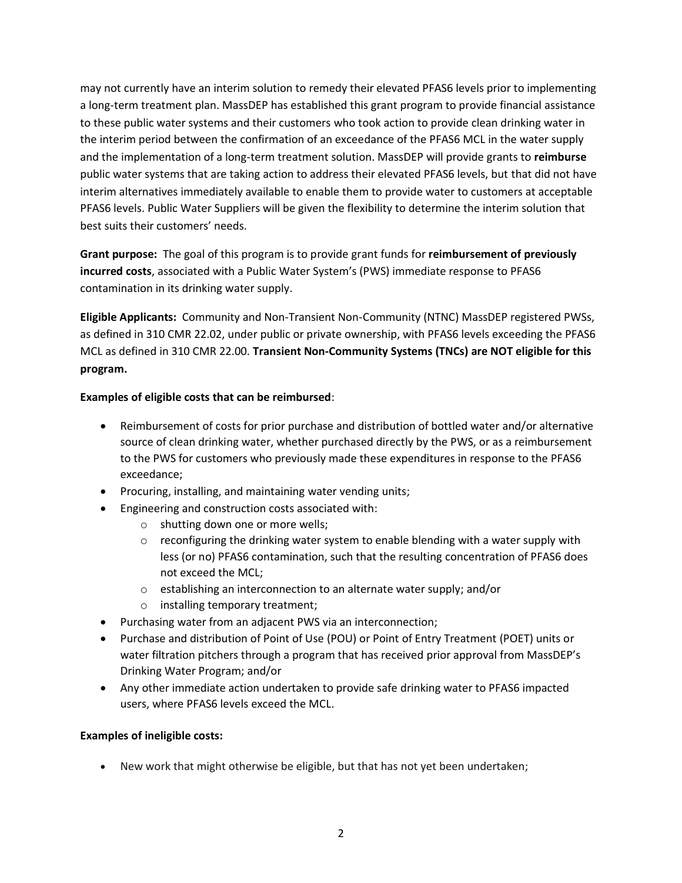may not currently have an interim solution to remedy their elevated PFAS6 levels prior to implementing a long-term treatment plan. MassDEP has established this grant program to provide financial assistance to these public water systems and their customers who took action to provide clean drinking water in the interim period between the confirmation of an exceedance of the PFAS6 MCL in the water supply and the implementation of a long-term treatment solution. MassDEP will provide grants to **reimburse** public water systems that are taking action to address their elevated PFAS6 levels, but that did not have interim alternatives immediately available to enable them to provide water to customers at acceptable PFAS6 levels. Public Water Suppliers will be given the flexibility to determine the interim solution that best suits their customers' needs.

**Grant purpose:** The goal of this program is to provide grant funds for **reimbursement of previously incurred costs**, associated with a Public Water System's (PWS) immediate response to PFAS6 contamination in its drinking water supply.

**Eligible Applicants:** Community and Non-Transient Non-Community (NTNC) MassDEP registered PWSs, as defined in 310 CMR 22.02, under public or private ownership, with PFAS6 levels exceeding the PFAS6 MCL as defined in 310 CMR 22.00. **Transient Non-Community Systems (TNCs) are NOT eligible for this program.**

**Examples of eligible costs that can be reimbursed**:

- Reimbursement of costs for prior purchase and distribution of bottled water and/or alternative source of clean drinking water, whether purchased directly by the PWS, or as a reimbursement to the PWS for customers who previously made these expenditures in response to the PFAS6 exceedance;
- Procuring, installing, and maintaining water vending units;
- Engineering and construction costs associated with:
    - shutting down one or more wells;
    - reconfiguring the drinking water system to enable blending with a water supply with less (or no) PFAS6 contamination, such that the resulting concentration of PFAS6 does not exceed the MCL;
    - establishing an interconnection to an alternate water supply; and/or
    - installing temporary treatment;
- Purchasing water from an adjacent PWS via an interconnection;
- Purchase and distribution of Point of Use (POU) or Point of Entry Treatment (POET) units or water filtration pitchers through a program that has received prior approval from MassDEP's Drinking Water Program; and/or
- Any other immediate action undertaken to provide safe drinking water to PFAS6 impacted users, where PFAS6 levels exceed the MCL.

**Examples of ineligible costs:**

- New work that might otherwise be eligible, but that has not yet been undertaken;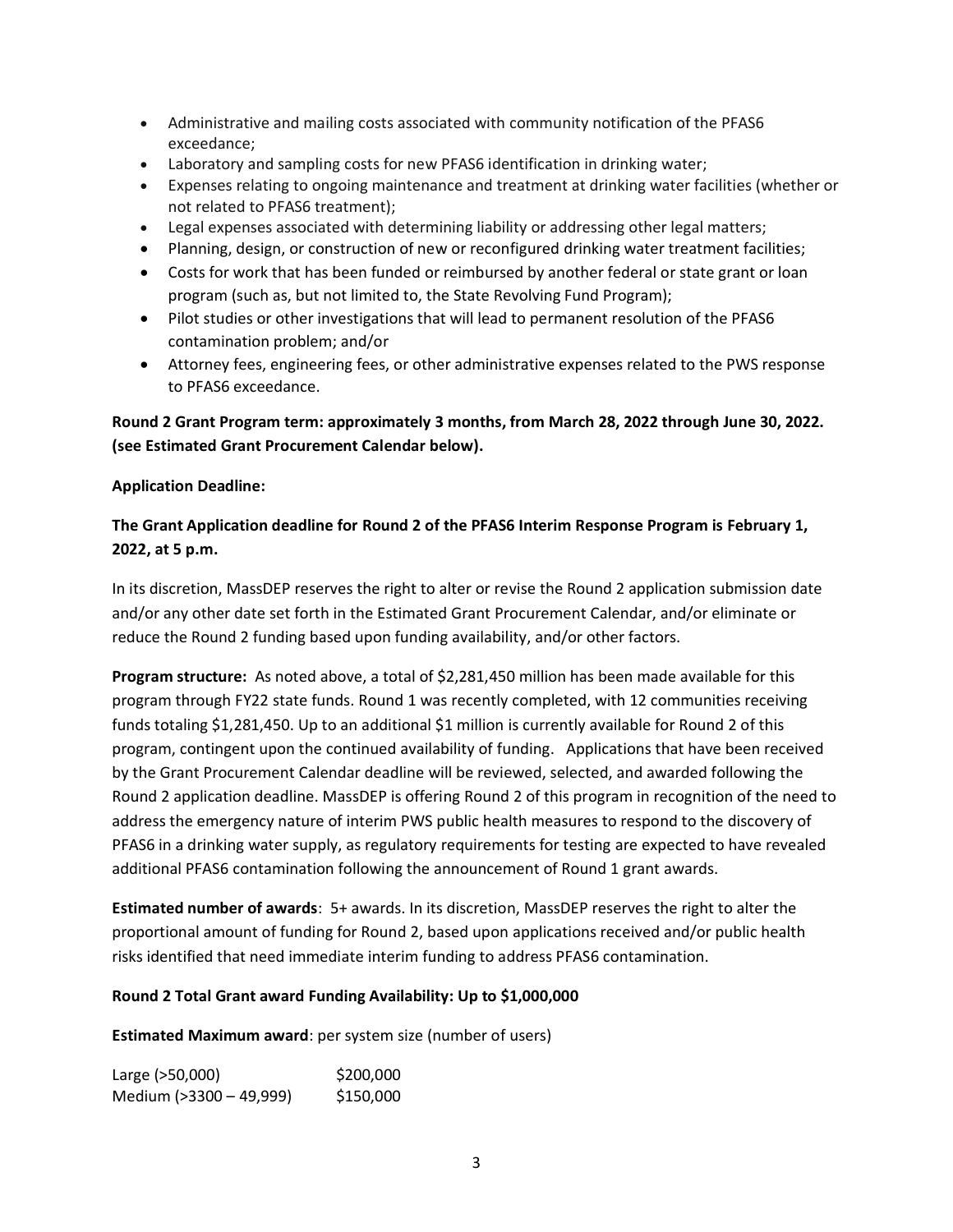- Administrative and mailing costs associated with community notification of the PFAS6 exceedance;
- Laboratory and sampling costs for new PFAS6 identification in drinking water;
- Expenses relating to ongoing maintenance and treatment at drinking water facilities (whether or not related to PFAS6 treatment);
- Legal expenses associated with determining liability or addressing other legal matters;
- Planning, design, or construction of new or reconfigured drinking water treatment facilities;
- Costs for work that has been funded or reimbursed by another federal or state grant or loan program (such as, but not limited to, the State Revolving Fund Program);
- Pilot studies or other investigations that will lead to permanent resolution of the PFAS6 contamination problem; and/or
- Attorney fees, engineering fees, or other administrative expenses related to the PWS response to PFAS6 exceedance.

**Round 2 Grant Program term: approximately 3 months, from March 28, 2022 through June 30, 2022. (see Estimated Grant Procurement Calendar below).**

**Application Deadline:**

**The Grant Application deadline for Round 2 of the PFAS6 Interim Response Program is February 1, 2022, at 5 p.m.**

In its discretion, MassDEP reserves the right to alter or revise the Round 2 application submission date and/or any other date set forth in the Estimated Grant Procurement Calendar, and/or eliminate or reduce the Round 2 funding based upon funding availability, and/or other factors.

**Program structure:** As noted above, a total of $2,281,450 million has been made available for this program through FY22 state funds. Round 1 was recently completed, with 12 communities receiving funds totaling $1,281,450. Up to an additional $1 million is currently available for Round 2 of this program, contingent upon the continued availability of funding. Applications that have been received by the Grant Procurement Calendar deadline will be reviewed, selected, and awarded following the Round 2 application deadline. MassDEP is offering Round 2 of this program in recognition of the need to address the emergency nature of interim PWS public health measures to respond to the discovery of PFAS6 in a drinking water supply, as regulatory requirements for testing are expected to have revealed additional PFAS6 contamination following the announcement of Round 1 grant awards.

**Estimated number of awards**: 5+ awards. In its discretion, MassDEP reserves the right to alter the proportional amount of funding for Round 2, based upon applications received and/or public health risks identified that need immediate interim funding to address PFAS6 contamination.

**Round 2 Total Grant award Funding Availability: Up to $1,000,000**

**Estimated Maximum award**: per system size (number of users)

| | |
|---|---|
| Large (>50,000) | $200,000 |
| Medium (>3300 – 49,999) | $150,000 |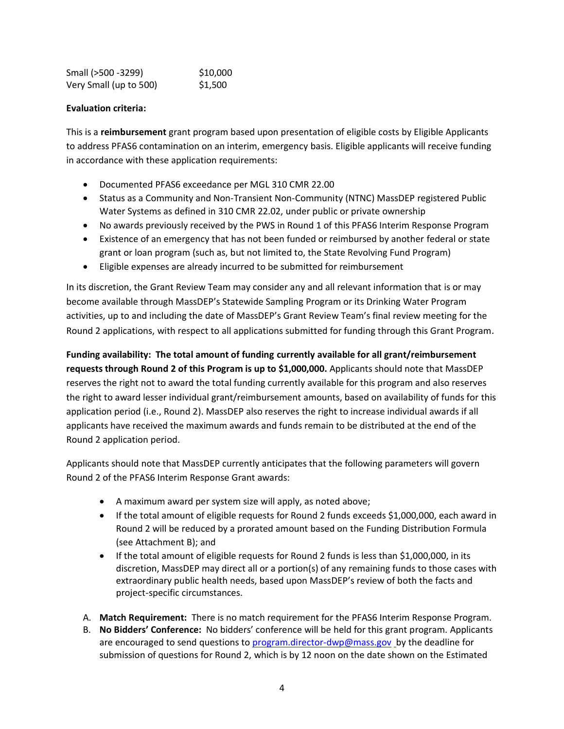| | |
|---|---|
| Small (>500 -3299) | $10,000 |
| Very Small (up to 500) | $1,500 |

**Evaluation criteria:**

This is a **reimbursement** grant program based upon presentation of eligible costs by Eligible Applicants to address PFAS6 contamination on an interim, emergency basis. Eligible applicants will receive funding in accordance with these application requirements:

- Documented PFAS6 exceedance per MGL 310 CMR 22.00
- Status as a Community and Non-Transient Non-Community (NTNC) MassDEP registered Public Water Systems as defined in 310 CMR 22.02, under public or private ownership
- No awards previously received by the PWS in Round 1 of this PFAS6 Interim Response Program
- Existence of an emergency that has not been funded or reimbursed by another federal or state grant or loan program (such as, but not limited to, the State Revolving Fund Program)
- Eligible expenses are already incurred to be submitted for reimbursement

In its discretion, the Grant Review Team may consider any and all relevant information that is or may become available through MassDEP's Statewide Sampling Program or its Drinking Water Program activities, up to and including the date of MassDEP's Grant Review Team's final review meeting for the Round 2 applications, with respect to all applications submitted for funding through this Grant Program.

**Funding availability: The total amount of funding currently available for all grant/reimbursement requests through Round 2 of this Program is up to $1,000,000.** Applicants should note that MassDEP reserves the right not to award the total funding currently available for this program and also reserves the right to award lesser individual grant/reimbursement amounts, based on availability of funds for this application period (i.e., Round 2). MassDEP also reserves the right to increase individual awards if all applicants have received the maximum awards and funds remain to be distributed at the end of the Round 2 application period.

Applicants should note that MassDEP currently anticipates that the following parameters will govern Round 2 of the PFAS6 Interim Response Grant awards:

- A maximum award per system size will apply, as noted above;
- If the total amount of eligible requests for Round 2 funds exceeds $1,000,000, each award in Round 2 will be reduced by a prorated amount based on the Funding Distribution Formula (see Attachment B); and
- If the total amount of eligible requests for Round 2 funds is less than $1,000,000, in its discretion, MassDEP may direct all or a portion(s) of any remaining funds to those cases with extraordinary public health needs, based upon MassDEP's review of both the facts and project-specific circumstances.

A. **Match Requirement:** There is no match requirement for the PFAS6 Interim Response Program.
B. **No Bidders' Conference:** No bidders' conference will be held for this grant program. Applicants are encouraged to send questions to [program.director-dwp@mass.gov](mailto:program.director-dwp@mass.gov) by the deadline for submission of questions for Round 2, which is by 12 noon on the date shown on the Estimated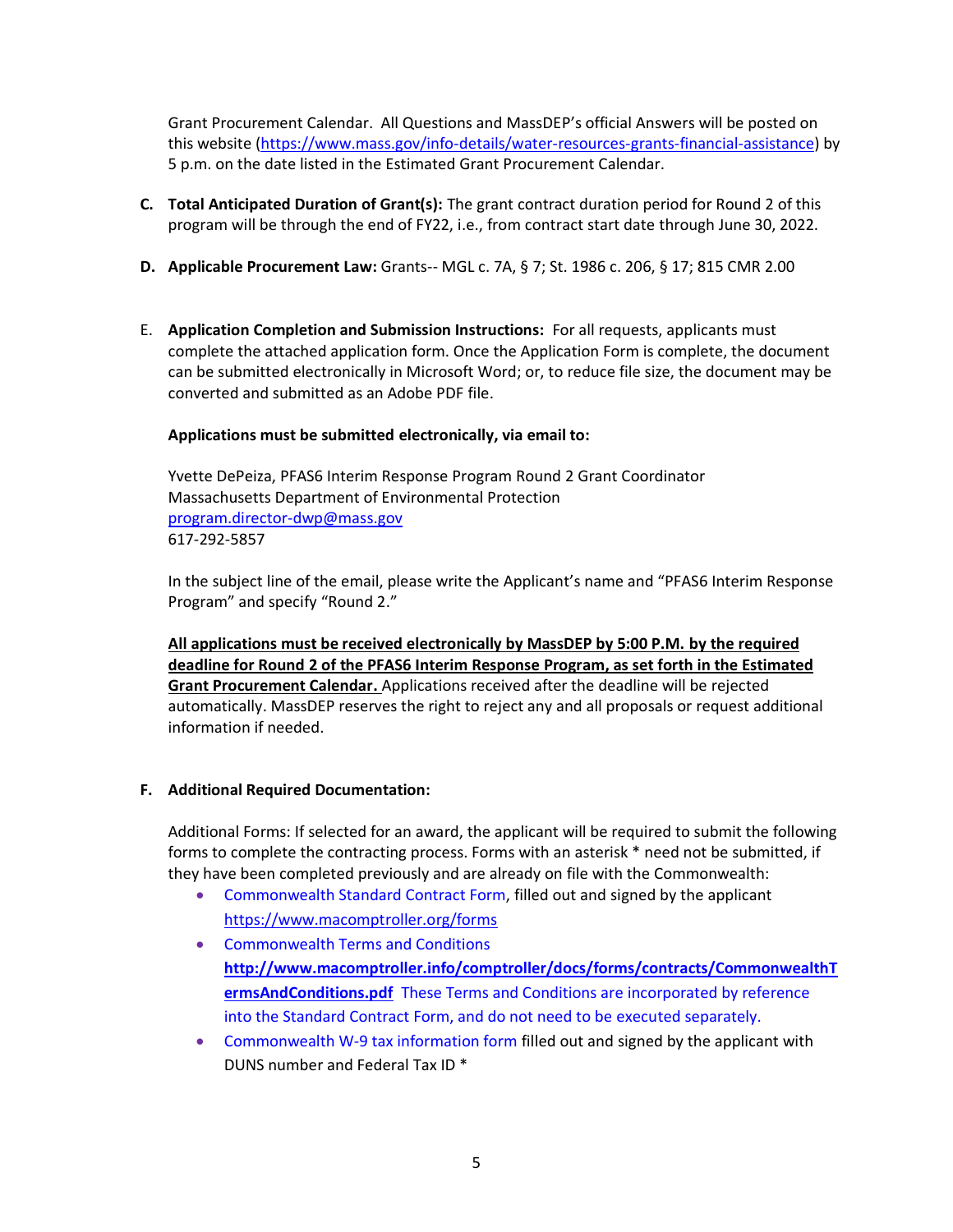Grant Procurement Calendar. All Questions and MassDEP's official Answers will be posted on this website (https://www.mass.gov/info-details/water-resources-grants-financial-assistance) by 5 p.m. on the date listed in the Estimated Grant Procurement Calendar.

C. **Total Anticipated Duration of Grant(s):** The grant contract duration period for Round 2 of this program will be through the end of FY22, i.e., from contract start date through June 30, 2022.

D. **Applicable Procurement Law:** Grants-- MGL c. 7A, § 7; St. 1986 c. 206, § 17; 815 CMR 2.00

E. **Application Completion and Submission Instructions:** For all requests, applicants must complete the attached application form. Once the Application Form is complete, the document can be submitted electronically in Microsoft Word; or, to reduce file size, the document may be converted and submitted as an Adobe PDF file.

**Applications must be submitted electronically, via email to:**

Yvette DePeiza, PFAS6 Interim Response Program Round 2 Grant Coordinator
Massachusetts Department of Environmental Protection
program.director-dwp@mass.gov
617-292-5857

In the subject line of the email, please write the Applicant's name and "PFAS6 Interim Response Program" and specify "Round 2."

**All applications must be received electronically by MassDEP by 5:00 P.M. by the required deadline for Round 2 of the PFAS6 Interim Response Program, as set forth in the Estimated Grant Procurement Calendar.** Applications received after the deadline will be rejected automatically. MassDEP reserves the right to reject any and all proposals or request additional information if needed.

F. **Additional Required Documentation:**

Additional Forms: If selected for an award, the applicant will be required to submit the following forms to complete the contracting process. Forms with an asterisk * need not be submitted, if they have been completed previously and are already on file with the Commonwealth:

- Commonwealth Standard Contract Form, filled out and signed by the applicant https://www.macomptroller.org/forms
- Commonwealth Terms and Conditions **http://www.macomptroller.info/comptroller/docs/forms/contracts/CommonwealthTermsAndConditions.pdf** These Terms and Conditions are incorporated by reference into the Standard Contract Form, and do not need to be executed separately.
- Commonwealth W-9 tax information form filled out and signed by the applicant with DUNS number and Federal Tax ID *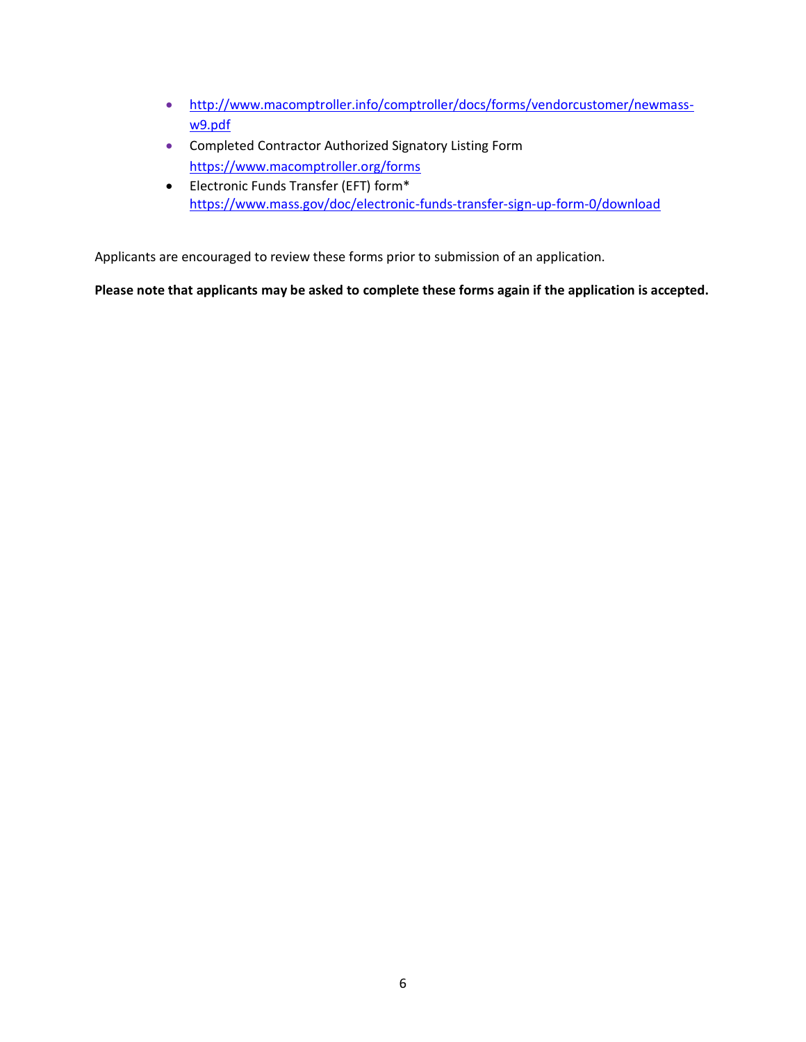- http://www.macomptroller.info/comptroller/docs/forms/vendorcustomer/newmass-w9.pdf
- Completed Contractor Authorized Signatory Listing Form
  https://www.macomptroller.org/forms
- Electronic Funds Transfer (EFT) form*
  https://www.mass.gov/doc/electronic-funds-transfer-sign-up-form-0/download

Applicants are encouraged to review these forms prior to submission of an application.

**Please note that applicants may be asked to complete these forms again if the application is accepted.**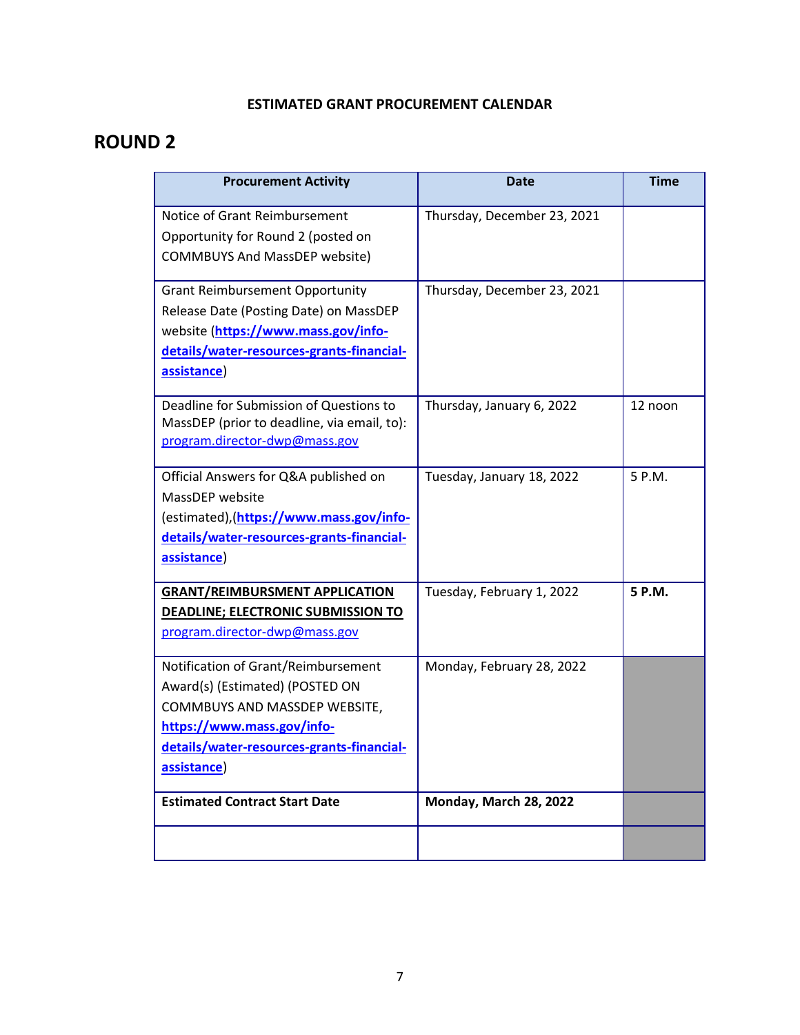**ESTIMATED GRANT PROCUREMENT CALENDAR**

## ROUND 2

| Procurement Activity | Date | Time |
|---|---|---|
| Notice of Grant Reimbursement Opportunity for Round 2 (posted on COMMBUYS And MassDEP website) | Thursday, December 23, 2021 | |
| Grant Reimbursement Opportunity Release Date (Posting Date) on MassDEP website (**https://www.mass.gov/info-details/water-resources-grants-financial-assistance**) | Thursday, December 23, 2021 | |
| Deadline for Submission of Questions to MassDEP (prior to deadline, via email, to): program.director-dwp@mass.gov | Thursday, January 6, 2022 | 12 noon |
| Official Answers for Q&A published on MassDEP website (estimated),(**https://www.mass.gov/info-details/water-resources-grants-financial-assistance**) | Tuesday, January 18, 2022 | 5 P.M. |
| **GRANT/REIMBURSMENT APPLICATION DEADLINE; ELECTRONIC SUBMISSION TO** program.director-dwp@mass.gov | Tuesday, February 1, 2022 | **5 P.M.** |
| Notification of Grant/Reimbursement Award(s) (Estimated) (POSTED ON COMMBUYS AND MASSDEP WEBSITE, **https://www.mass.gov/info-details/water-resources-grants-financial-assistance**) | Monday, February 28, 2022 | |
| **Estimated Contract Start Date** | **Monday, March 28, 2022** | |
| | | |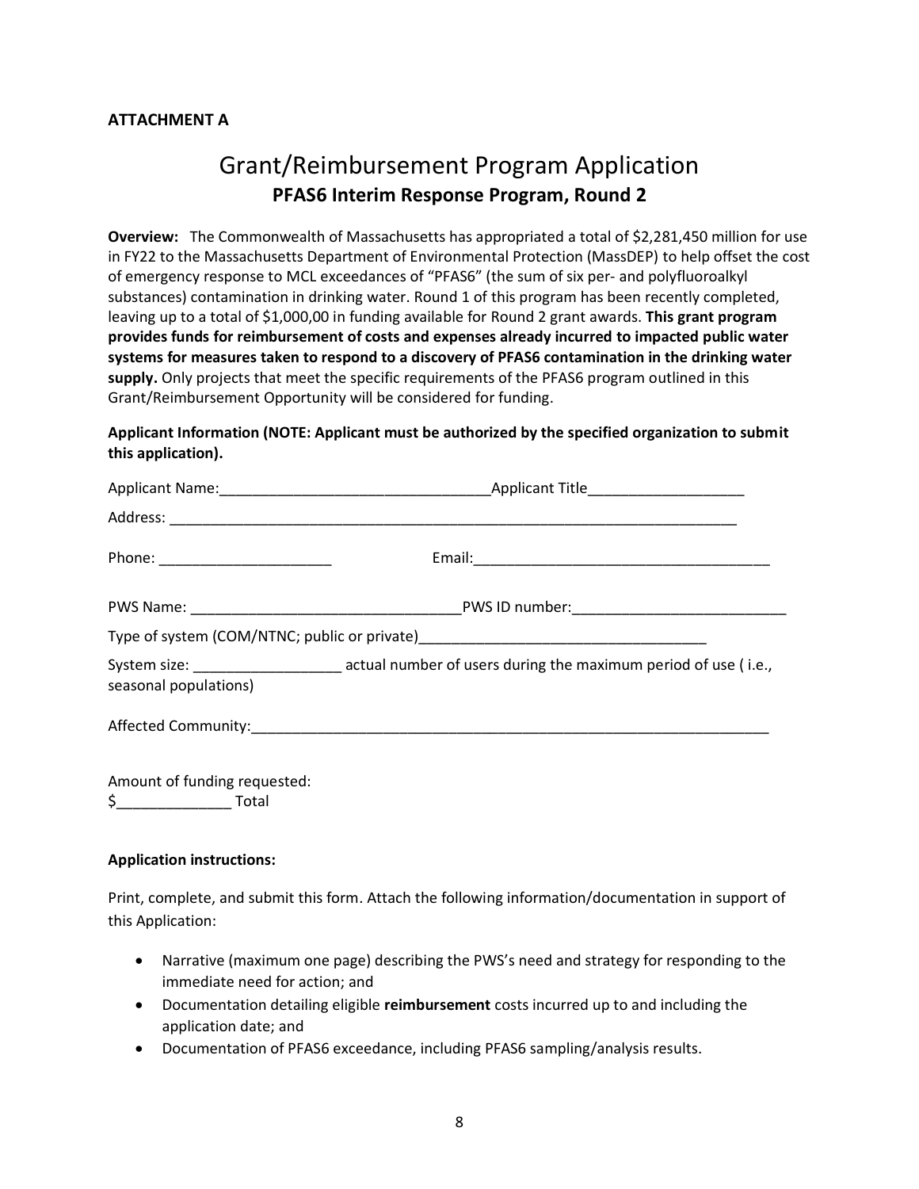**ATTACHMENT A**

# Grant/Reimbursement Program Application

## PFAS6 Interim Response Program, Round 2

**Overview:** The Commonwealth of Massachusetts has appropriated a total of $2,281,450 million for use in FY22 to the Massachusetts Department of Environmental Protection (MassDEP) to help offset the cost of emergency response to MCL exceedances of "PFAS6" (the sum of six per- and polyfluoroalkyl substances) contamination in drinking water. Round 1 of this program has been recently completed, leaving up to a total of $1,000,00 in funding available for Round 2 grant awards. **This grant program provides funds for reimbursement of costs and expenses already incurred to impacted public water systems for measures taken to respond to a discovery of PFAS6 contamination in the drinking water supply.** Only projects that meet the specific requirements of the PFAS6 program outlined in this Grant/Reimbursement Opportunity will be considered for funding.

**Applicant Information (NOTE: Applicant must be authorized by the specified organization to submit this application).**

Applicant Name:________________________________Applicant Title___________________

Address: _________________________________________________________________________

Phone: _____________________ Email:____________________________________

PWS Name: ________________________________PWS ID number:__________________________

Type of system (COM/NTNC; public or private)__________________________________

System size: __________________ actual number of users during the maximum period of use ( i.e., seasonal populations)

Affected Community:_________________________________________________________________

Amount of funding requested:
$______________ Total

**Application instructions:**

Print, complete, and submit this form. Attach the following information/documentation in support of this Application:

- Narrative (maximum one page) describing the PWS's need and strategy for responding to the immediate need for action; and
- Documentation detailing eligible **reimbursement** costs incurred up to and including the application date; and
- Documentation of PFAS6 exceedance, including PFAS6 sampling/analysis results.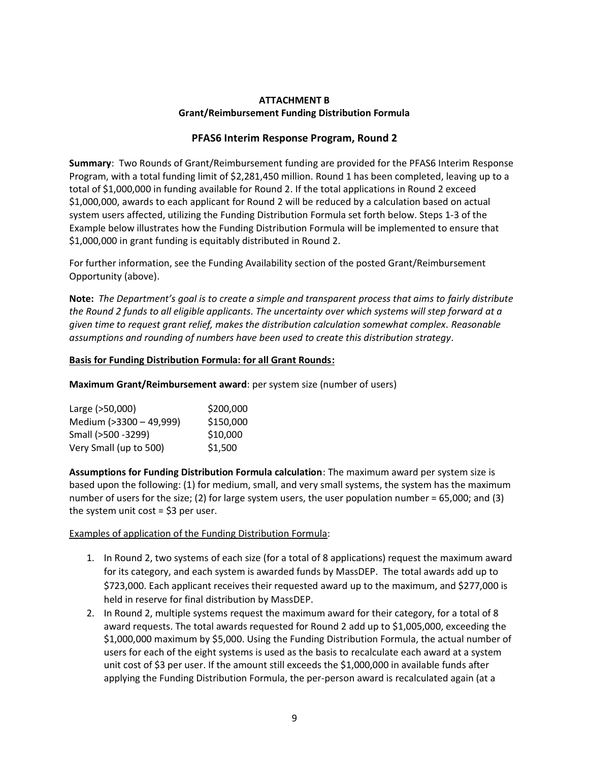**ATTACHMENT B**
**Grant/Reimbursement Funding Distribution Formula**

## PFAS6 Interim Response Program, Round 2

**Summary**: Two Rounds of Grant/Reimbursement funding are provided for the PFAS6 Interim Response Program, with a total funding limit of $2,281,450 million. Round 1 has been completed, leaving up to a total of $1,000,000 in funding available for Round 2. If the total applications in Round 2 exceed $1,000,000, awards to each applicant for Round 2 will be reduced by a calculation based on actual system users affected, utilizing the Funding Distribution Formula set forth below. Steps 1-3 of the Example below illustrates how the Funding Distribution Formula will be implemented to ensure that $1,000,000 in grant funding is equitably distributed in Round 2.

For further information, see the Funding Availability section of the posted Grant/Reimbursement Opportunity (above).

**Note:** *The Department's goal is to create a simple and transparent process that aims to fairly distribute the Round 2 funds to all eligible applicants. The uncertainty over which systems will step forward at a given time to request grant relief, makes the distribution calculation somewhat complex. Reasonable assumptions and rounding of numbers have been used to create this distribution strategy.*

**Basis for Funding Distribution Formula: for all Grant Rounds:**

**Maximum Grant/Reimbursement award**: per system size (number of users)

| | |
|---|---|
| Large (>50,000) | $200,000 |
| Medium (>3300 – 49,999) | $150,000 |
| Small (>500 -3299) | $10,000 |
| Very Small (up to 500) | $1,500 |

**Assumptions for Funding Distribution Formula calculation**: The maximum award per system size is based upon the following: (1) for medium, small, and very small systems, the system has the maximum number of users for the size; (2) for large system users, the user population number = 65,000; and (3) the system unit cost = $3 per user.

Examples of application of the Funding Distribution Formula:

1. In Round 2, two systems of each size (for a total of 8 applications) request the maximum award for its category, and each system is awarded funds by MassDEP. The total awards add up to $723,000. Each applicant receives their requested award up to the maximum, and $277,000 is held in reserve for final distribution by MassDEP.
2. In Round 2, multiple systems request the maximum award for their category, for a total of 8 award requests. The total awards requested for Round 2 add up to $1,005,000, exceeding the $1,000,000 maximum by $5,000. Using the Funding Distribution Formula, the actual number of users for each of the eight systems is used as the basis to recalculate each award at a system unit cost of $3 per user. If the amount still exceeds the $1,000,000 in available funds after applying the Funding Distribution Formula, the per-person award is recalculated again (at a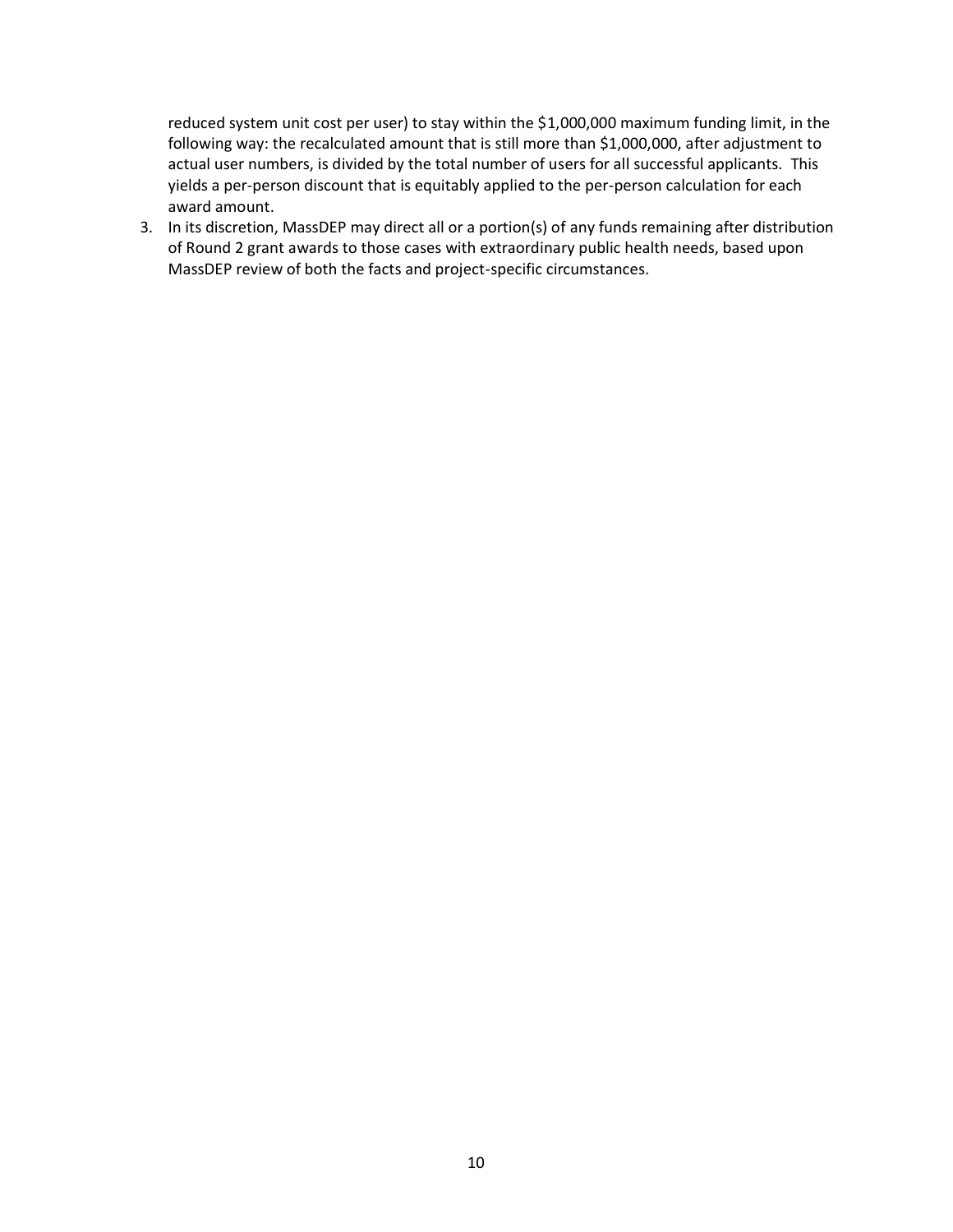reduced system unit cost per user) to stay within the $1,000,000 maximum funding limit, in the following way: the recalculated amount that is still more than $1,000,000, after adjustment to actual user numbers, is divided by the total number of users for all successful applicants. This yields a per-person discount that is equitably applied to the per-person calculation for each award amount.

3. In its discretion, MassDEP may direct all or a portion(s) of any funds remaining after distribution of Round 2 grant awards to those cases with extraordinary public health needs, based upon MassDEP review of both the facts and project-specific circumstances.